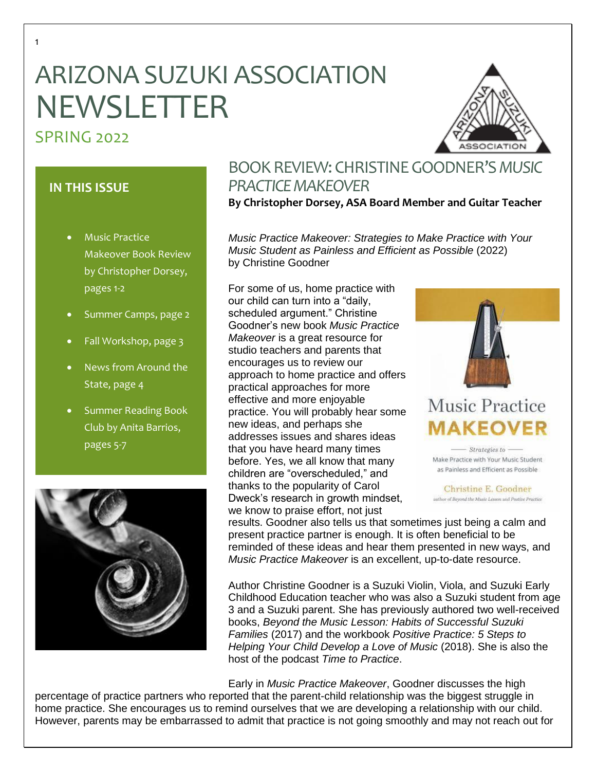# ARIZONA SUZUKI ASSOCIATION NEWSLETTER

## SPRING 2022

### IN THIS ISSUE

- Music Practice Makeover Book Review by Christopher Dorsey, pages 1-2
- Summer Camps, page 2
- Fall Workshop, page 3
- News from Around the State, page 4
- Summer Reading Book Club by Anita Barrios, pages 5-7

## BOOK REVIEW: CHRISTINE GOODNER'S *MUSIC PRACTICE MAKEOVER*

**By Christopher Dorsey, ASA Board Member and Guitar Teacher**

*Music Practice Makeover: Strategies to Make Practice with Your Music Student as Painless and Efficient as Possible* (2022) by Christine Goodner

For some of us, home practice with our child can turn into a "daily, scheduled argument." Christine Goodner's new book *Music Practice Makeover* is a great resource for studio teachers and parents that encourages us to review our approach to home practice and offers practical approaches for more effective and more enjoyable practice. You will probably hear some new ideas, and perhaps she addresses issues and shares ideas that you have heard many times before. Yes, we all know that many children are "overscheduled," and thanks to the popularity of Carol Dweck's research in growth mindset, we know to praise effort, not just results. Goodner also tells us that sometimes just being a calm and present practice partner is enough. It is often beneficial to be reminded of these ideas and hear them presented in new ways, and *Music Practice Makeover* is an excellent, up-to-date resource.

Author Christine Goodner is a Suzuki Violin, Viola, and Suzuki Early Childhood Education teacher who was also a Suzuki student from age 3 and a Suzuki parent. She has previously authored two well-received books, *Beyond the Music Lesson: Habits of Successful Suzuki Families* (2017) and the workbook *Positive Practice: 5 Steps to Helping Your Child Develop a Love of Music* (2018). She is also the host of the podcast *Time to Practice*.

Early in *Music Practice Makeover*, Goodner discusses the high percentage of practice partners who reported that the parent-child relationship was the biggest struggle in home practice. She encourages us to remind ourselves that we are developing a relationship with our child. However, parents may be embarrassed to admit that practice is not going smoothly and may not reach out for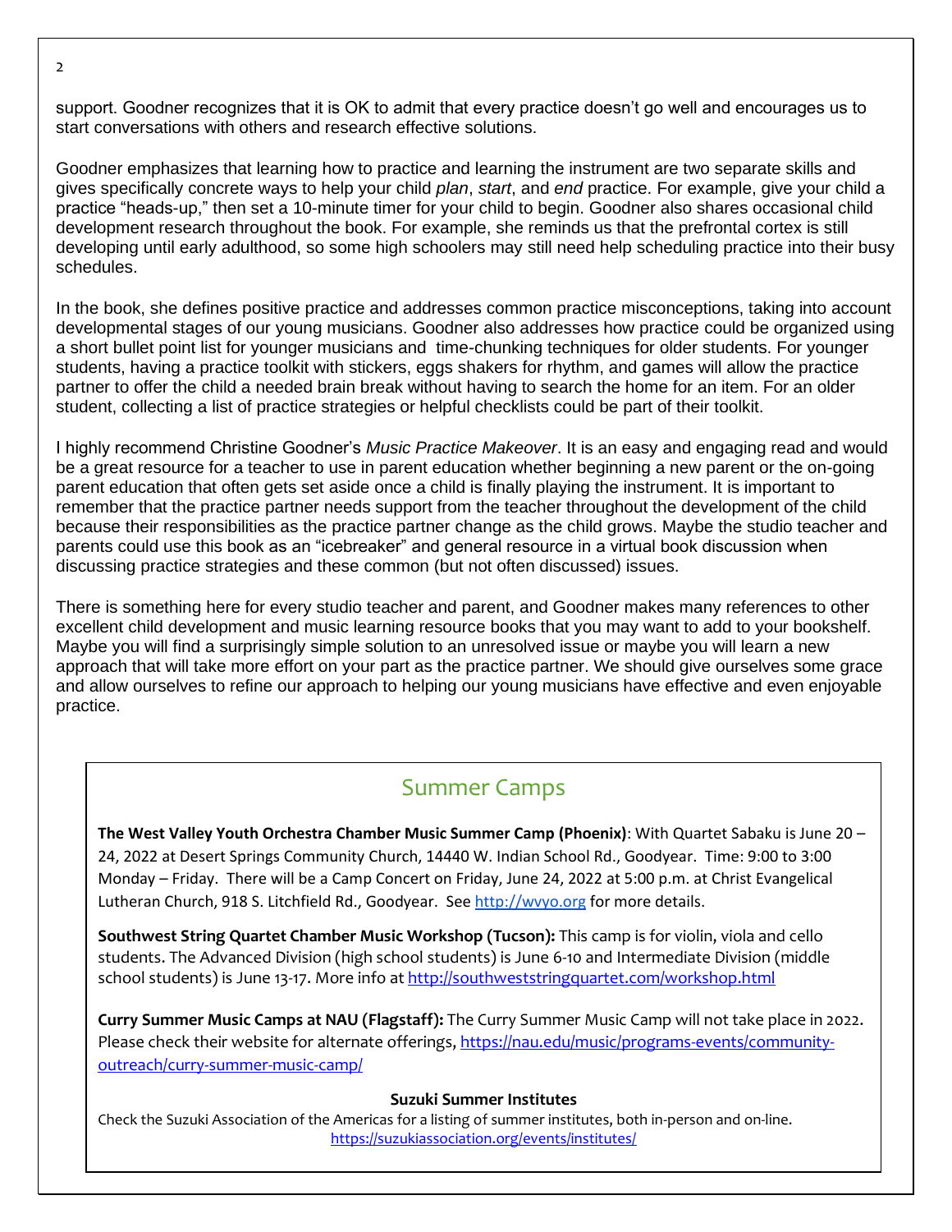support. Goodner recognizes that it is OK to admit that every practice doesn't go well and encourages us to start conversations with others and research effective solutions.

Goodner emphasizes that learning how to practice and learning the instrument are two separate skills and gives specifically concrete ways to help your child *plan*, *start*, and *end* practice. For example, give your child a practice "heads-up," then set a 10-minute timer for your child to begin. Goodner also shares occasional child development research throughout the book. For example, she reminds us that the prefrontal cortex is still developing until early adulthood, so some high schoolers may still need help scheduling practice into their busy schedules.

In the book, she defines positive practice and addresses common practice misconceptions, taking into account developmental stages of our young musicians. Goodner also addresses how practice could be organized using a short bullet point list for younger musicians and time-chunking techniques for older students. For younger students, having a practice toolkit with stickers, eggs shakers for rhythm, and games will allow the practice partner to offer the child a needed brain break without having to search the home for an item. For an older student, collecting a list of practice strategies or helpful checklists could be part of their toolkit.

I highly recommend Christine Goodner's *Music Practice Makeover*. It is an easy and engaging read and would be a great resource for a teacher to use in parent education whether beginning a new parent or the on-going parent education that often gets set aside once a child is finally playing the instrument. It is important to remember that the practice partner needs support from the teacher throughout the development of the child because their responsibilities as the practice partner change as the child grows. Maybe the studio teacher and parents could use this book as an "icebreaker" and general resource in a virtual book discussion when discussing practice strategies and these common (but not often discussed) issues.

There is something here for every studio teacher and parent, and Goodner makes many references to other excellent child development and music learning resource books that you may want to add to your bookshelf. Maybe you will find a surprisingly simple solution to an unresolved issue or maybe you will learn a new approach that will take more effort on your part as the practice partner. We should give ourselves some grace and allow ourselves to refine our approach to helping our young musicians have effective and even enjoyable practice.

## Summer Camps

**The West Valley Youth Orchestra Chamber Music Summer Camp (Phoenix)**: With Quartet Sabaku is June 20 – 24, 2022 at Desert Springs Community Church, 14440 W. Indian School Rd., Goodyear. Time: 9:00 to 3:00 Monday – Friday. There will be a Camp Concert on Friday, June 24, 2022 at 5:00 p.m. at Christ Evangelical Lutheran Church, 918 S. Litchfield Rd., Goodyear. See http://wvyo.org for more details.

**Southwest String Quartet Chamber Music Workshop (Tucson):** This camp is for violin, viola and cello students. The Advanced Division (high school students) is June 6-10 and Intermediate Division (middle school students) is June 13-17. More info at http://southweststringquartet.com/workshop.html

**Curry Summer Music Camps at NAU (Flagstaff):** The Curry Summer Music Camp will not take place in 2022. Please check their website for alternate offerings, https://nau.edu/music/programs-events/community-outreach/curry-summer-music-camp/

**Suzuki Summer Institutes**

Check the Suzuki Association of the Americas for a listing of summer institutes, both in-person and on-line. https://suzukiassociation.org/events/institutes/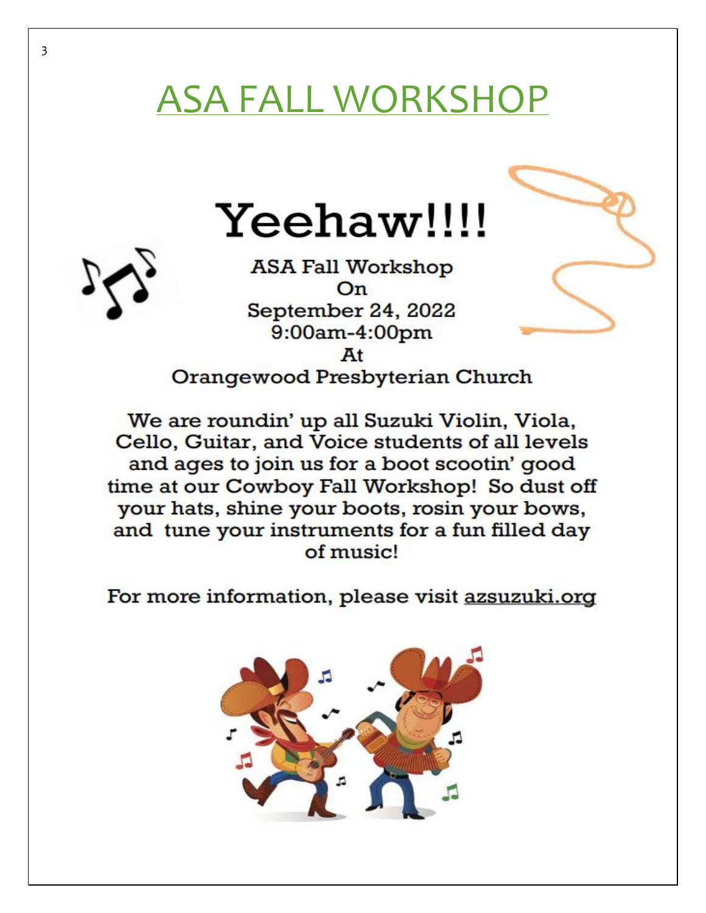# ASA FALL WORKSHOP

## Yeehaw!!!!

ASA Fall Workshop
On
September 24, 2022
9:00am-4:00pm
At
Orangewood Presbyterian Church

We are roundin' up all Suzuki Violin, Viola, Cello, Guitar, and Voice students of all levels and ages to join us for a boot scootin' good time at our Cowboy Fall Workshop! So dust off your hats, shine your boots, rosin your bows, and tune your instruments for a fun filled day of music!

For more information, please visit azsuzuki.org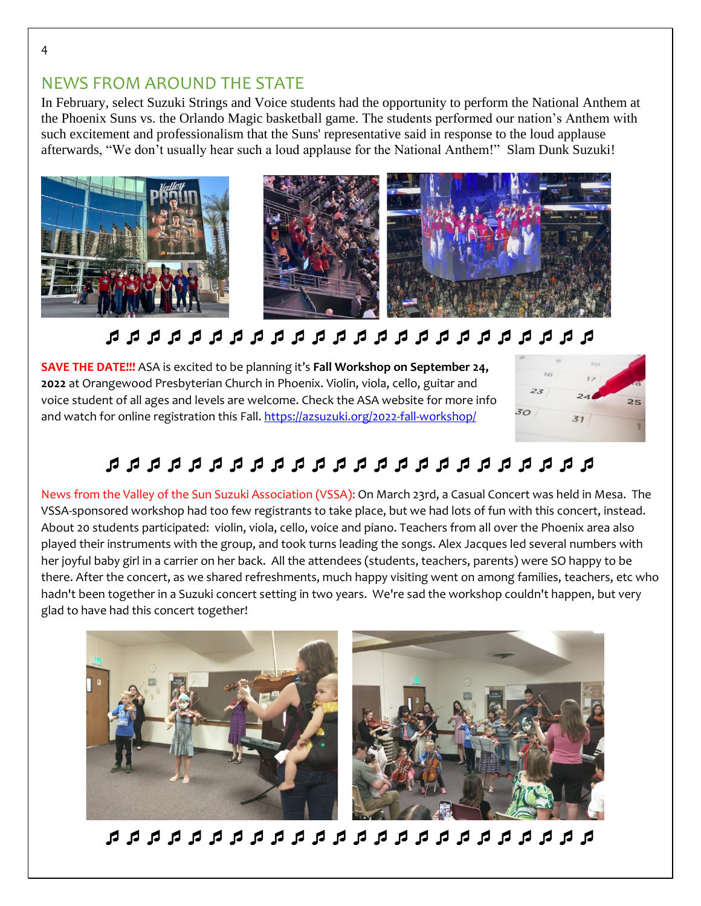## NEWS FROM AROUND THE STATE

In February, select Suzuki Strings and Voice students had the opportunity to perform the National Anthem at the Phoenix Suns vs. the Orlando Magic basketball game. The students performed our nation's Anthem with such excitement and professionalism that the Suns' representative said in response to the loud applause afterwards, "We don't usually hear such a loud applause for the National Anthem!" Slam Dunk Suzuki!

♫ ♫ ♫ ♫ ♫ ♫ ♫ ♫ ♫ ♫ ♫ ♫ ♫ ♫ ♫ ♫ ♫ ♫ ♫ ♫ ♫ ♫ ♫ ♫

**SAVE THE DATE!!!** ASA is excited to be planning it's **Fall Workshop on September 24, 2022** at Orangewood Presbyterian Church in Phoenix. Violin, viola, cello, guitar and voice student of all ages and levels are welcome. Check the ASA website for more info and watch for online registration this Fall. https://azsuzuki.org/2022-fall-workshop/

♫ ♫ ♫ ♫ ♫ ♫ ♫ ♫ ♫ ♫ ♫ ♫ ♫ ♫ ♫ ♫ ♫ ♫ ♫ ♫ ♫ ♫ ♫ ♫

News from the Valley of the Sun Suzuki Association (VSSA): On March 23rd, a Casual Concert was held in Mesa. The VSSA-sponsored workshop had too few registrants to take place, but we had lots of fun with this concert, instead. About 20 students participated: violin, viola, cello, voice and piano. Teachers from all over the Phoenix area also played their instruments with the group, and took turns leading the songs. Alex Jacques led several numbers with her joyful baby girl in a carrier on her back. All the attendees (students, teachers, parents) were SO happy to be there. After the concert, as we shared refreshments, much happy visiting went on among families, etc who hadn't been together in a Suzuki concert setting in two years. We're sad the workshop couldn't happen, but very glad to have had this concert together!

♫ ♫ ♫ ♫ ♫ ♫ ♫ ♫ ♫ ♫ ♫ ♫ ♫ ♫ ♫ ♫ ♫ ♫ ♫ ♫ ♫ ♫ ♫ ♫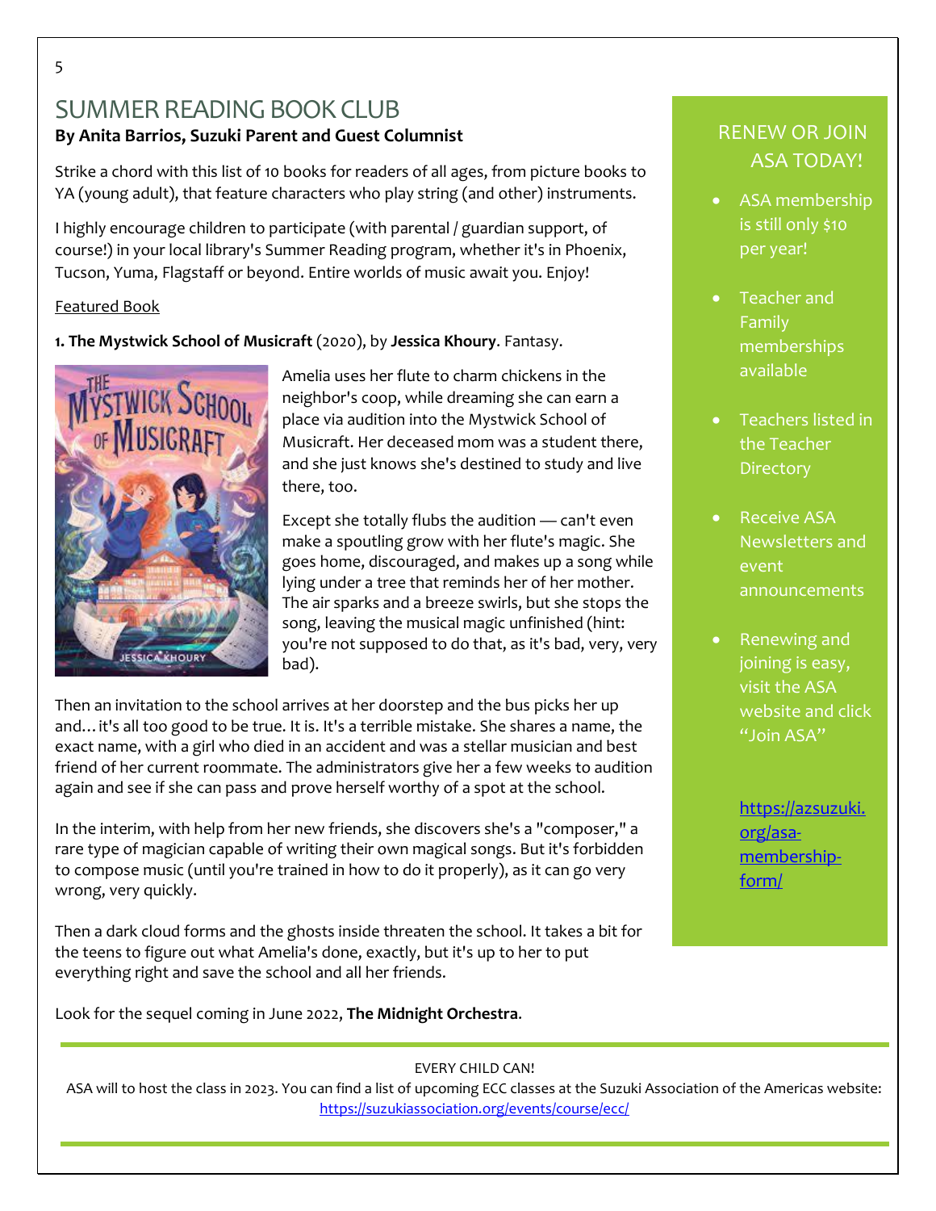# SUMMER READING BOOK CLUB

**By Anita Barrios, Suzuki Parent and Guest Columnist**

Strike a chord with this list of 10 books for readers of all ages, from picture books to YA (young adult), that feature characters who play string (and other) instruments.

I highly encourage children to participate (with parental / guardian support, of course!) in your local library's Summer Reading program, whether it's in Phoenix, Tucson, Yuma, Flagstaff or beyond. Entire worlds of music await you. Enjoy!

Featured Book

**1. The Mystwick School of Musicraft** (2020), by **Jessica Khoury**. Fantasy.

Amelia uses her flute to charm chickens in the neighbor's coop, while dreaming she can earn a place via audition into the Mystwick School of Musicraft. Her deceased mom was a student there, and she just knows she's destined to study and live there, too.

Except she totally flubs the audition — can't even make a spoutling grow with her flute's magic. She goes home, discouraged, and makes up a song while lying under a tree that reminds her of her mother. The air sparks and a breeze swirls, but she stops the song, leaving the musical magic unfinished (hint: you're not supposed to do that, as it's bad, very, very bad).

Then an invitation to the school arrives at her doorstep and the bus picks her up and… it's all too good to be true. It is. It's a terrible mistake. She shares a name, the exact name, with a girl who died in an accident and was a stellar musician and best friend of her current roommate. The administrators give her a few weeks to audition again and see if she can pass and prove herself worthy of a spot at the school.

In the interim, with help from her new friends, she discovers she's a "composer," a rare type of magician capable of writing their own magical songs. But it's forbidden to compose music (until you're trained in how to do it properly), as it can go very wrong, very quickly.

Then a dark cloud forms and the ghosts inside threaten the school. It takes a bit for the teens to figure out what Amelia's done, exactly, but it's up to her to put everything right and save the school and all her friends.

Look for the sequel coming in June 2022, **The Midnight Orchestra**.

## RENEW OR JOIN ASA TODAY!

- ASA membership is still only $10 per year!
- Teacher and Family memberships available
- Teachers listed in the Teacher Directory
- Receive ASA Newsletters and event announcements
- Renewing and joining is easy, visit the ASA website and click "Join ASA"

https://azsuzuki.org/asa-membership-form/

---

EVERY CHILD CAN!

ASA will to host the class in 2023. You can find a list of upcoming ECC classes at the Suzuki Association of the Americas website: https://suzukiassociation.org/events/course/ecc/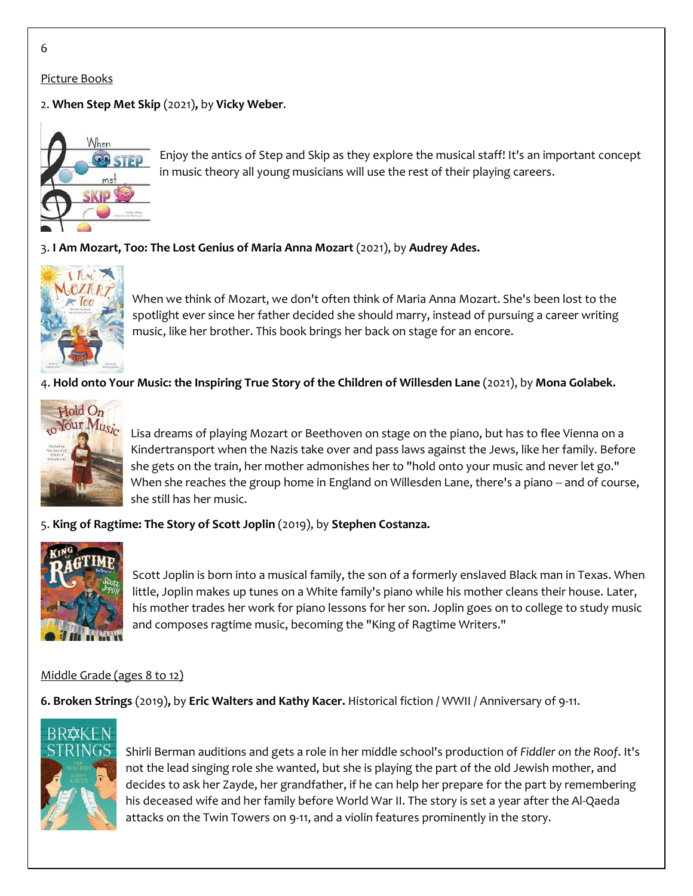Picture Books

2. **When Step Met Skip** (2021)**,** by **Vicky Weber**.

Enjoy the antics of Step and Skip as they explore the musical staff! It's an important concept in music theory all young musicians will use the rest of their playing careers.

3. **I Am Mozart, Too: The Lost Genius of Maria Anna Mozart** (2021), by **Audrey Ades.**

When we think of Mozart, we don't often think of Maria Anna Mozart. She's been lost to the spotlight ever since her father decided she should marry, instead of pursuing a career writing music, like her brother. This book brings her back on stage for an encore.

4. **Hold onto Your Music: the Inspiring True Story of the Children of Willesden Lane** (2021), by **Mona Golabek.**

Lisa dreams of playing Mozart or Beethoven on stage on the piano, but has to flee Vienna on a Kindertransport when the Nazis take over and pass laws against the Jews, like her family. Before she gets on the train, her mother admonishes her to "hold onto your music and never let go." When she reaches the group home in England on Willesden Lane, there's a piano -- and of course, she still has her music.

5. **King of Ragtime: The Story of Scott Joplin** (2019), by **Stephen Costanza.**

Scott Joplin is born into a musical family, the son of a formerly enslaved Black man in Texas. When little, Joplin makes up tunes on a White family's piano while his mother cleans their house. Later, his mother trades her work for piano lessons for her son. Joplin goes on to college to study music and composes ragtime music, becoming the "King of Ragtime Writers."

Middle Grade (ages 8 to 12)

**6. Broken Strings** (2019)**,** by **Eric Walters and Kathy Kacer.** Historical fiction / WWII / Anniversary of 9-11.

Shirli Berman auditions and gets a role in her middle school's production of *Fiddler on the Roof*. It's not the lead singing role she wanted, but she is playing the part of the old Jewish mother, and decides to ask her Zayde, her grandfather, if he can help her prepare for the part by remembering his deceased wife and her family before World War II. The story is set a year after the Al-Qaeda attacks on the Twin Towers on 9-11, and a violin features prominently in the story.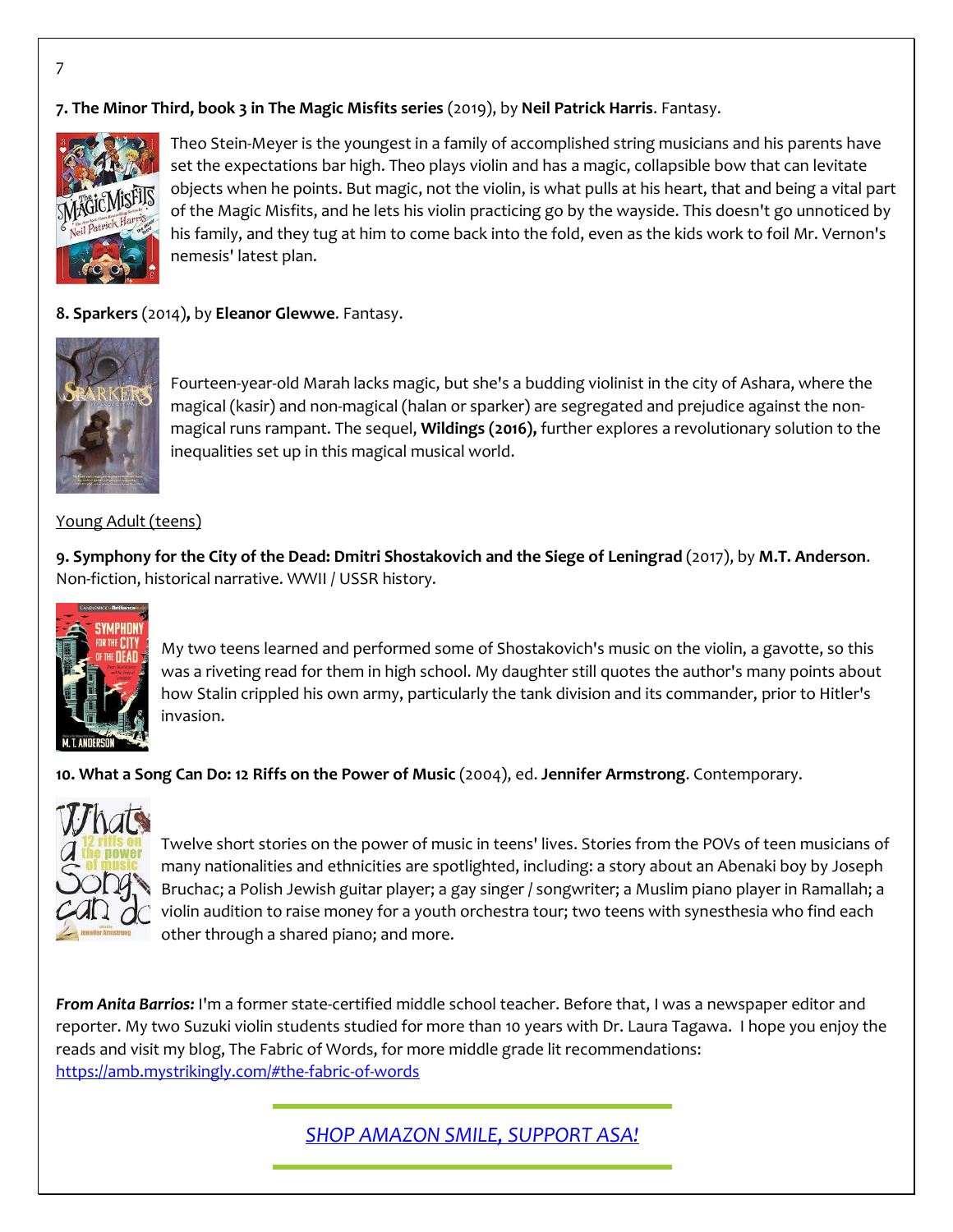**7. The Minor Third, book 3 in The Magic Misfits series** (2019), by **Neil Patrick Harris**. Fantasy.

Theo Stein-Meyer is the youngest in a family of accomplished string musicians and his parents have set the expectations bar high. Theo plays violin and has a magic, collapsible bow that can levitate objects when he points. But magic, not the violin, is what pulls at his heart, that and being a vital part of the Magic Misfits, and he lets his violin practicing go by the wayside. This doesn't go unnoticed by his family, and they tug at him to come back into the fold, even as the kids work to foil Mr. Vernon's nemesis' latest plan.

**8. Sparkers** (2014)**,** by **Eleanor Glewwe**. Fantasy.

Fourteen-year-old Marah lacks magic, but she's a budding violinist in the city of Ashara, where the magical (kasir) and non-magical (halan or sparker) are segregated and prejudice against the non-magical runs rampant. The sequel, **Wildings (2016),** further explores a revolutionary solution to the inequalities set up in this magical musical world.

<u>Young Adult (teens)</u>

**9. Symphony for the City of the Dead: Dmitri Shostakovich and the Siege of Leningrad** (2017), by **M.T. Anderson**. Non-fiction, historical narrative. WWII / USSR history.

My two teens learned and performed some of Shostakovich's music on the violin, a gavotte, so this was a riveting read for them in high school. My daughter still quotes the author's many points about how Stalin crippled his own army, particularly the tank division and its commander, prior to Hitler's invasion.

**10. What a Song Can Do: 12 Riffs on the Power of Music** (2004), ed. **Jennifer Armstrong**. Contemporary.

Twelve short stories on the power of music in teens' lives. Stories from the POVs of teen musicians of many nationalities and ethnicities are spotlighted, including: a story about an Abenaki boy by Joseph Bruchac; a Polish Jewish guitar player; a gay singer / songwriter; a Muslim piano player in Ramallah; a violin audition to raise money for a youth orchestra tour; two teens with synesthesia who find each other through a shared piano; and more.

***From Anita Barrios:*** I'm a former state-certified middle school teacher. Before that, I was a newspaper editor and reporter. My two Suzuki violin students studied for more than 10 years with Dr. Laura Tagawa. I hope you enjoy the reads and visit my blog, The Fabric of Words, for more middle grade lit recommendations: https://amb.mystrikingly.com/#the-fabric-of-words

*SHOP AMAZON SMILE, SUPPORT ASA!*